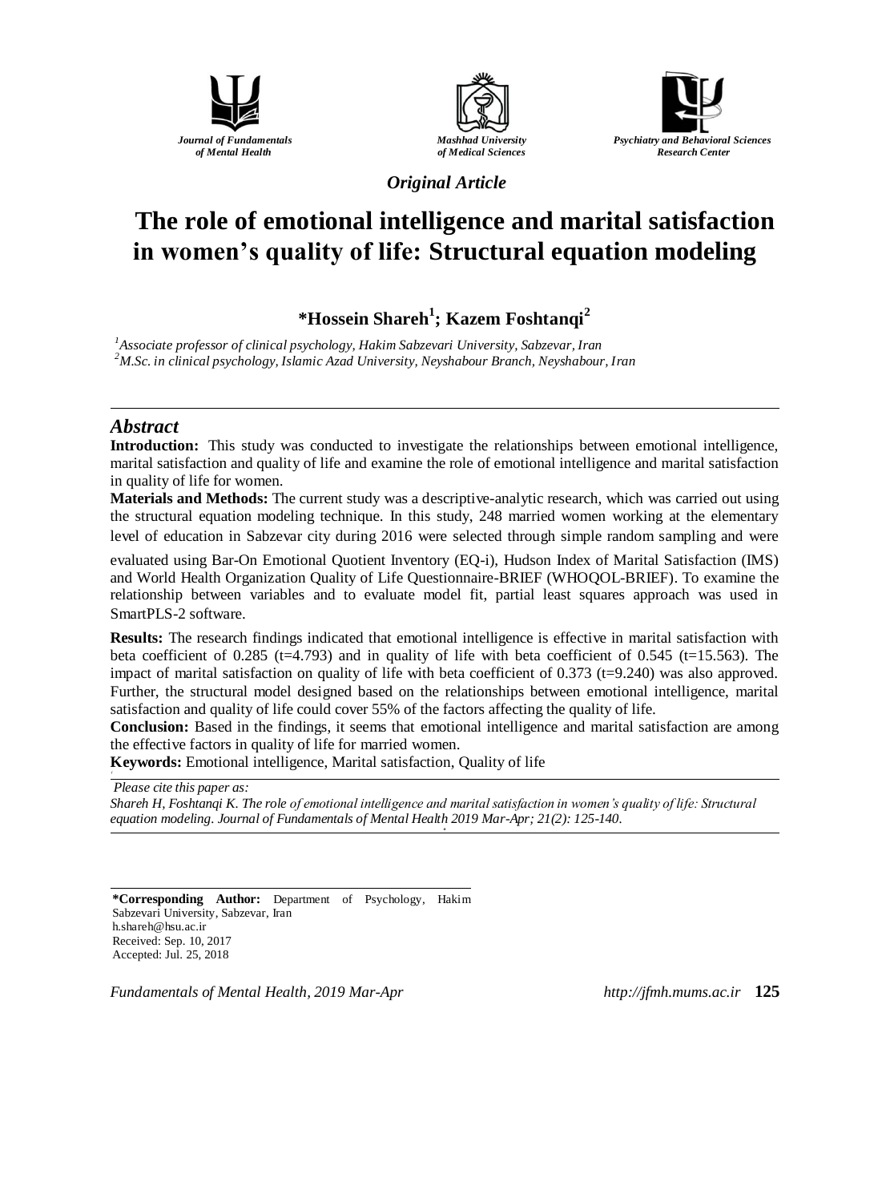*Journal of Fundamentals of Mental Health*

*Mashhad University of Medical Sciences*

*Psychiatry and Behavioral Sciences Research Center*

*Original Article*

# The role of emotional intelligence and marital satisfaction in women's quality of life: Structural equation modeling

**\*Hossein Shareh[1]; Kazem Foshtanqi[2]**

[1]*Associate professor of clinical psychology, Hakim Sabzevari University, Sabzevar, Iran*
[2]*M.Sc. in clinical psychology, Islamic Azad University, Neyshabour Branch, Neyshabour, Iran*

## *Abstract*

**Introduction:** This study was conducted to investigate the relationships between emotional intelligence, marital satisfaction and quality of life and examine the role of emotional intelligence and marital satisfaction in quality of life for women.

**Materials and Methods:** The current study was a descriptive-analytic research, which was carried out using the structural equation modeling technique. In this study, 248 married women working at the elementary level of education in Sabzevar city during 2016 were selected through simple random sampling and were evaluated using Bar-On Emotional Quotient Inventory (EQ-i), Hudson Index of Marital Satisfaction (IMS) and World Health Organization Quality of Life Questionnaire-BRIEF (WHOQOL-BRIEF). To examine the relationship between variables and to evaluate model fit, partial least squares approach was used in SmartPLS-2 software.

**Results:** The research findings indicated that emotional intelligence is effective in marital satisfaction with beta coefficient of 0.285 (t=4.793) and in quality of life with beta coefficient of 0.545 (t=15.563). The impact of marital satisfaction on quality of life with beta coefficient of 0.373 (t=9.240) was also approved. Further, the structural model designed based on the relationships between emotional intelligence, marital satisfaction and quality of life could cover 55% of the factors affecting the quality of life.

**Conclusion:** Based in the findings, it seems that emotional intelligence and marital satisfaction are among the effective factors in quality of life for married women.

**Keywords:** Emotional intelligence, Marital satisfaction, Quality of life

*Please cite this paper as:*
*Shareh H, Foshtanqi K. The role of emotional intelligence and marital satisfaction in women's quality of life: Structural equation modeling. Journal of Fundamentals of Mental Health 2019 Mar-Apr; 21(2): 125-140.*

**\*Corresponding Author:** Department of Psychology, Hakim Sabzevari University, Sabzevar, Iran
h.shareh@hsu.ac.ir
Received: Sep. 10, 2017
Accepted: Jul. 25, 2018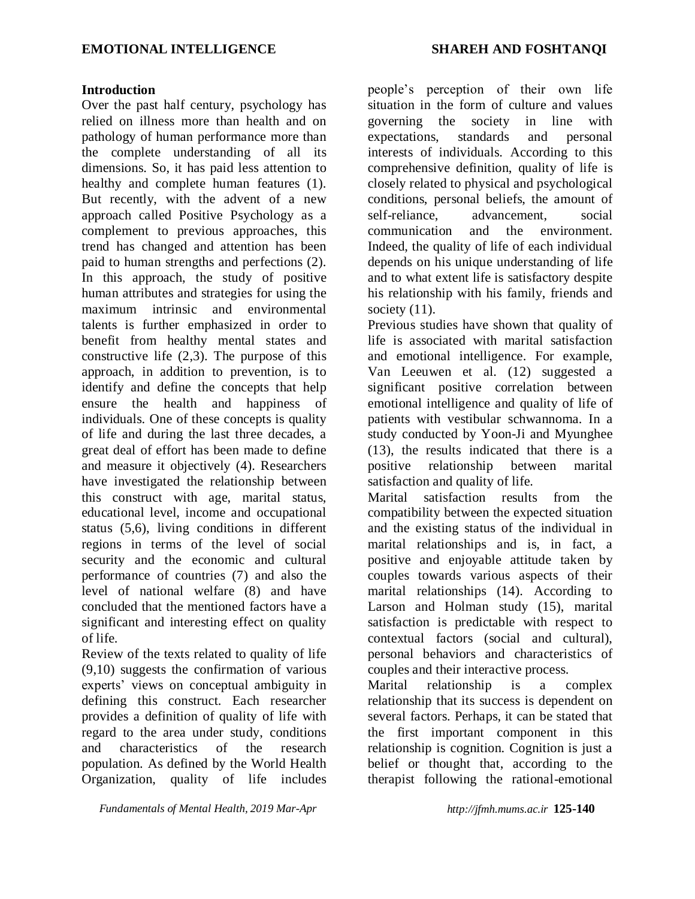## Introduction

Over the past half century, psychology has relied on illness more than health and on pathology of human performance more than the complete understanding of all its dimensions. So, it has paid less attention to healthy and complete human features (1). But recently, with the advent of a new approach called Positive Psychology as a complement to previous approaches, this trend has changed and attention has been paid to human strengths and perfections (2). In this approach, the study of positive human attributes and strategies for using the maximum intrinsic and environmental talents is further emphasized in order to benefit from healthy mental states and constructive life (2,3). The purpose of this approach, in addition to prevention, is to identify and define the concepts that help ensure the health and happiness of individuals. One of these concepts is quality of life and during the last three decades, a great deal of effort has been made to define and measure it objectively (4). Researchers have investigated the relationship between this construct with age, marital status, educational level, income and occupational status (5,6), living conditions in different regions in terms of the level of social security and the economic and cultural performance of countries (7) and also the level of national welfare (8) and have concluded that the mentioned factors have a significant and interesting effect on quality of life.

Review of the texts related to quality of life (9,10) suggests the confirmation of various experts' views on conceptual ambiguity in defining this construct. Each researcher provides a definition of quality of life with regard to the area under study, conditions and characteristics of the research population. As defined by the World Health Organization, quality of life includes people's perception of their own life situation in the form of culture and values governing the society in line with expectations, standards and personal interests of individuals. According to this comprehensive definition, quality of life is closely related to physical and psychological conditions, personal beliefs, the amount of self-reliance, advancement, social communication and the environment. Indeed, the quality of life of each individual depends on his unique understanding of life and to what extent life is satisfactory despite his relationship with his family, friends and society (11).

Previous studies have shown that quality of life is associated with marital satisfaction and emotional intelligence. For example, Van Leeuwen et al. (12) suggested a significant positive correlation between emotional intelligence and quality of life of patients with vestibular schwannoma. In a study conducted by Yoon-Ji and Myunghee (13), the results indicated that there is a positive relationship between marital satisfaction and quality of life.

Marital satisfaction results from the compatibility between the expected situation and the existing status of the individual in marital relationships and is, in fact, a positive and enjoyable attitude taken by couples towards various aspects of their marital relationships (14). According to Larson and Holman study (15), marital satisfaction is predictable with respect to contextual factors (social and cultural), personal behaviors and characteristics of couples and their interactive process.

Marital relationship is a complex relationship that its success is dependent on several factors. Perhaps, it can be stated that the first important component in this relationship is cognition. Cognition is just a belief or thought that, according to the therapist following the rational-emotional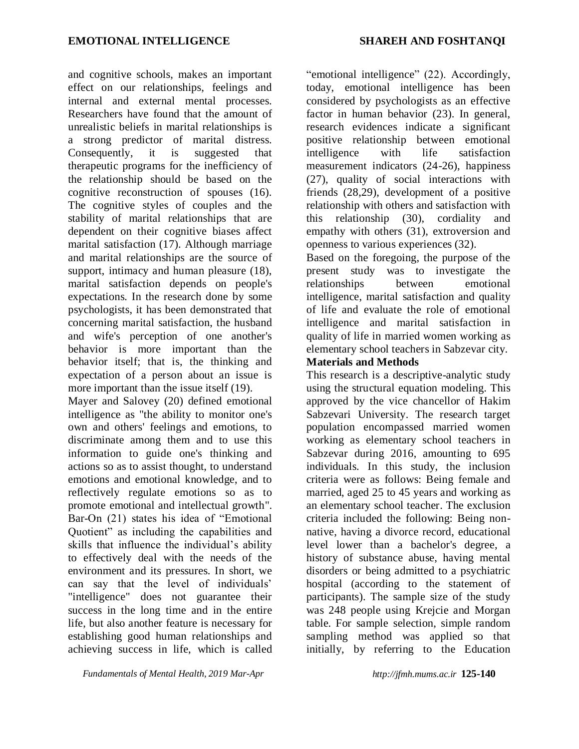and cognitive schools, makes an important effect on our relationships, feelings and internal and external mental processes. Researchers have found that the amount of unrealistic beliefs in marital relationships is a strong predictor of marital distress. Consequently, it is suggested that therapeutic programs for the inefficiency of the relationship should be based on the cognitive reconstruction of spouses (16). The cognitive styles of couples and the stability of marital relationships that are dependent on their cognitive biases affect marital satisfaction (17). Although marriage and marital relationships are the source of support, intimacy and human pleasure (18), marital satisfaction depends on people's expectations. In the research done by some psychologists, it has been demonstrated that concerning marital satisfaction, the husband and wife's perception of one another's behavior is more important than the behavior itself; that is, the thinking and expectation of a person about an issue is more important than the issue itself (19).

Mayer and Salovey (20) defined emotional intelligence as "the ability to monitor one's own and others' feelings and emotions, to discriminate among them and to use this information to guide one's thinking and actions so as to assist thought, to understand emotions and emotional knowledge, and to reflectively regulate emotions so as to promote emotional and intellectual growth". Bar-On (21) states his idea of "Emotional Quotient" as including the capabilities and skills that influence the individual's ability to effectively deal with the needs of the environment and its pressures. In short, we can say that the level of individuals' "intelligence" does not guarantee their success in the long time and in the entire life, but also another feature is necessary for establishing good human relationships and achieving success in life, which is called "emotional intelligence" (22). Accordingly, today, emotional intelligence has been considered by psychologists as an effective factor in human behavior (23). In general, research evidences indicate a significant positive relationship between emotional intelligence with life satisfaction measurement indicators (24-26), happiness (27), quality of social interactions with friends (28,29), development of a positive relationship with others and satisfaction with this relationship (30), cordiality and empathy with others (31), extroversion and openness to various experiences (32).

Based on the foregoing, the purpose of the present study was to investigate the relationships between emotional intelligence, marital satisfaction and quality of life and evaluate the role of emotional intelligence and marital satisfaction in quality of life in married women working as elementary school teachers in Sabzevar city.

## Materials and Methods

This research is a descriptive-analytic study using the structural equation modeling. This approved by the vice chancellor of Hakim Sabzevari University. The research target population encompassed married women working as elementary school teachers in Sabzevar during 2016, amounting to 695 individuals. In this study, the inclusion criteria were as follows: Being female and married, aged 25 to 45 years and working as an elementary school teacher. The exclusion criteria included the following: Being non-native, having a divorce record, educational level lower than a bachelor's degree, a history of substance abuse, having mental disorders or being admitted to a psychiatric hospital (according to the statement of participants). The sample size of the study was 248 people using Krejcie and Morgan table. For sample selection, simple random sampling method was applied so that initially, by referring to the Education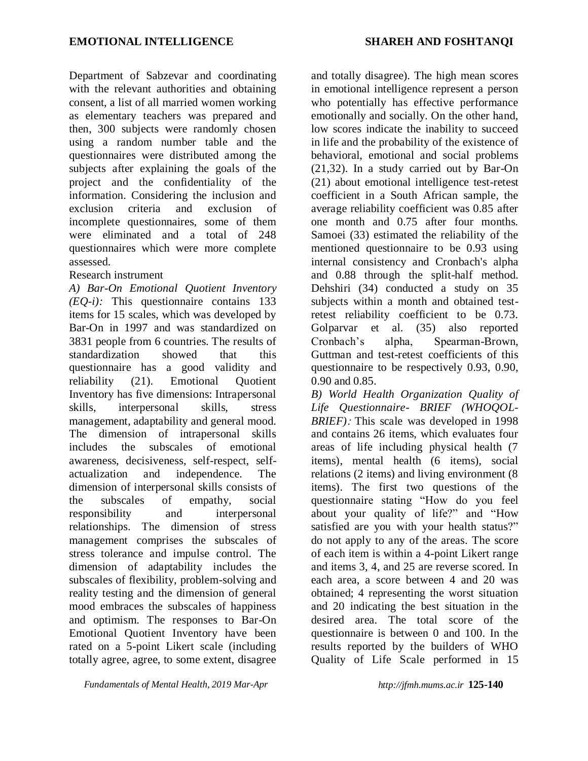Department of Sabzevar and coordinating with the relevant authorities and obtaining consent, a list of all married women working as elementary teachers was prepared and then, 300 subjects were randomly chosen using a random number table and the questionnaires were distributed among the subjects after explaining the goals of the project and the confidentiality of the information. Considering the inclusion and exclusion criteria and exclusion of incomplete questionnaires, some of them were eliminated and a total of 248 questionnaires which were more complete assessed.

Research instrument

*A) Bar-On Emotional Quotient Inventory (EQ-i):* This questionnaire contains 133 items for 15 scales, which was developed by Bar-On in 1997 and was standardized on 3831 people from 6 countries. The results of standardization showed that this questionnaire has a good validity and reliability (21). Emotional Quotient Inventory has five dimensions: Intrapersonal skills, interpersonal skills, stress management, adaptability and general mood. The dimension of intrapersonal skills includes the subscales of emotional awareness, decisiveness, self-respect, self-actualization and independence. The dimension of interpersonal skills consists of the subscales of empathy, social responsibility and interpersonal relationships. The dimension of stress management comprises the subscales of stress tolerance and impulse control. The dimension of adaptability includes the subscales of flexibility, problem-solving and reality testing and the dimension of general mood embraces the subscales of happiness and optimism. The responses to Bar-On Emotional Quotient Inventory have been rated on a 5-point Likert scale (including totally agree, agree, to some extent, disagree and totally disagree). The high mean scores in emotional intelligence represent a person who potentially has effective performance emotionally and socially. On the other hand, low scores indicate the inability to succeed in life and the probability of the existence of behavioral, emotional and social problems (21,32). In a study carried out by Bar-On (21) about emotional intelligence test-retest coefficient in a South African sample, the average reliability coefficient was 0.85 after one month and 0.75 after four months. Samoei (33) estimated the reliability of the mentioned questionnaire to be 0.93 using internal consistency and Cronbach's alpha and 0.88 through the split-half method. Dehshiri (34) conducted a study on 35 subjects within a month and obtained test-retest reliability coefficient to be 0.73. Golparvar et al. (35) also reported Cronbach's alpha, Spearman-Brown, Guttman and test-retest coefficients of this questionnaire to be respectively 0.93, 0.90, 0.90 and 0.85.

*B) World Health Organization Quality of Life Questionnaire- BRIEF (WHOQOL-BRIEF):* This scale was developed in 1998 and contains 26 items, which evaluates four areas of life including physical health (7 items), mental health (6 items), social relations (2 items) and living environment (8 items). The first two questions of the questionnaire stating "How do you feel about your quality of life?" and "How satisfied are you with your health status?" do not apply to any of the areas. The score of each item is within a 4-point Likert range and items 3, 4, and 25 are reverse scored. In each area, a score between 4 and 20 was obtained; 4 representing the worst situation and 20 indicating the best situation in the desired area. The total score of the questionnaire is between 0 and 100. In the results reported by the builders of WHO Quality of Life Scale performed in 15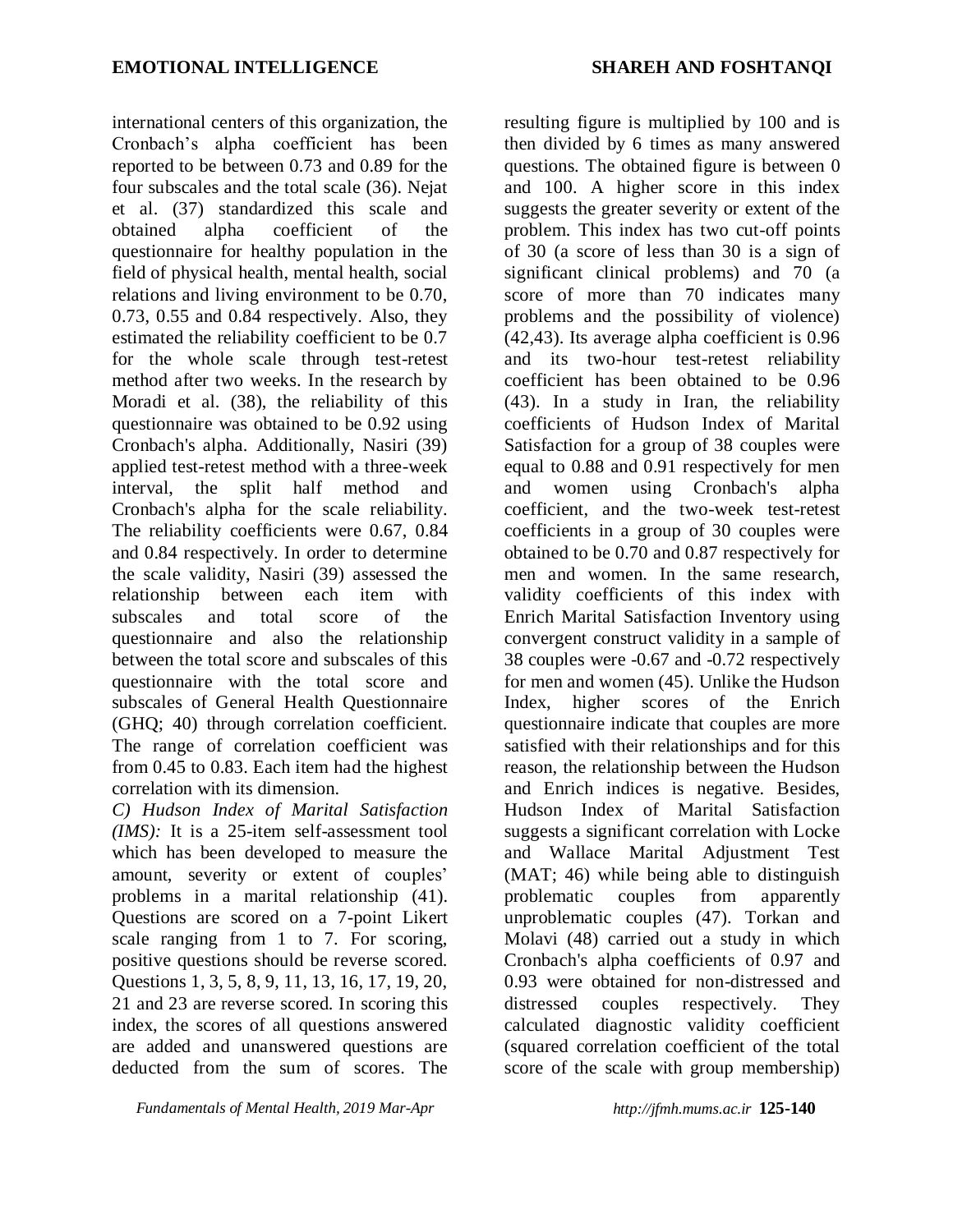international centers of this organization, the Cronbach's alpha coefficient has been reported to be between 0.73 and 0.89 for the four subscales and the total scale (36). Nejat et al. (37) standardized this scale and obtained alpha coefficient of the questionnaire for healthy population in the field of physical health, mental health, social relations and living environment to be 0.70, 0.73, 0.55 and 0.84 respectively. Also, they estimated the reliability coefficient to be 0.7 for the whole scale through test-retest method after two weeks. In the research by Moradi et al. (38), the reliability of this questionnaire was obtained to be 0.92 using Cronbach's alpha. Additionally, Nasiri (39) applied test-retest method with a three-week interval, the split half method and Cronbach's alpha for the scale reliability. The reliability coefficients were 0.67, 0.84 and 0.84 respectively. In order to determine the scale validity, Nasiri (39) assessed the relationship between each item with subscales and total score of the questionnaire and also the relationship between the total score and subscales of this questionnaire with the total score and subscales of General Health Questionnaire (GHQ; 40) through correlation coefficient. The range of correlation coefficient was from 0.45 to 0.83. Each item had the highest correlation with its dimension.

*C) Hudson Index of Marital Satisfaction (IMS):* It is a 25-item self-assessment tool which has been developed to measure the amount, severity or extent of couples' problems in a marital relationship (41). Questions are scored on a 7-point Likert scale ranging from 1 to 7. For scoring, positive questions should be reverse scored. Questions 1, 3, 5, 8, 9, 11, 13, 16, 17, 19, 20, 21 and 23 are reverse scored. In scoring this index, the scores of all questions answered are added and unanswered questions are deducted from the sum of scores. The resulting figure is multiplied by 100 and is then divided by 6 times as many answered questions. The obtained figure is between 0 and 100. A higher score in this index suggests the greater severity or extent of the problem. This index has two cut-off points of 30 (a score of less than 30 is a sign of significant clinical problems) and 70 (a score of more than 70 indicates many problems and the possibility of violence) (42,43). Its average alpha coefficient is 0.96 and its two-hour test-retest reliability coefficient has been obtained to be 0.96 (43). In a study in Iran, the reliability coefficients of Hudson Index of Marital Satisfaction for a group of 38 couples were equal to 0.88 and 0.91 respectively for men and women using Cronbach's alpha coefficient, and the two-week test-retest coefficients in a group of 30 couples were obtained to be 0.70 and 0.87 respectively for men and women. In the same research, validity coefficients of this index with Enrich Marital Satisfaction Inventory using convergent construct validity in a sample of 38 couples were -0.67 and -0.72 respectively for men and women (45). Unlike the Hudson Index, higher scores of the Enrich questionnaire indicate that couples are more satisfied with their relationships and for this reason, the relationship between the Hudson and Enrich indices is negative. Besides, Hudson Index of Marital Satisfaction suggests a significant correlation with Locke and Wallace Marital Adjustment Test (MAT; 46) while being able to distinguish problematic couples from apparently unproblematic couples (47). Torkan and Molavi (48) carried out a study in which Cronbach's alpha coefficients of 0.97 and 0.93 were obtained for non-distressed and distressed couples respectively. They calculated diagnostic validity coefficient (squared correlation coefficient of the total score of the scale with group membership)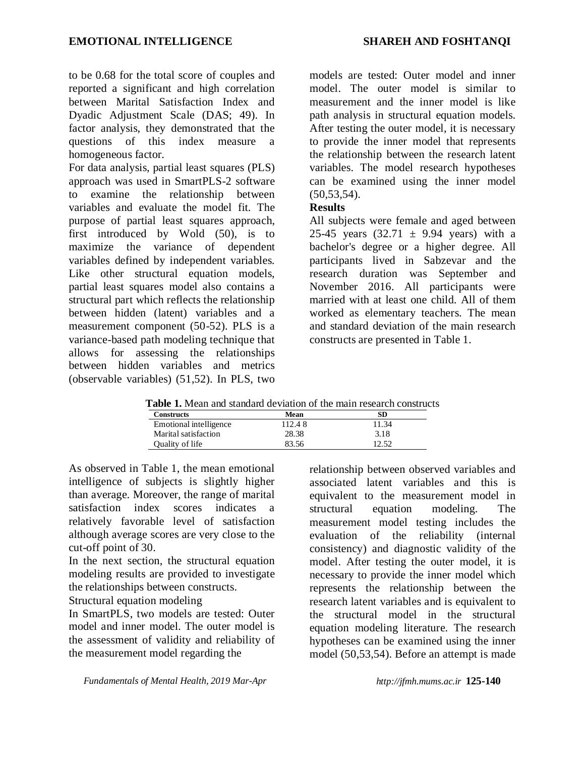to be 0.68 for the total score of couples and reported a significant and high correlation between Marital Satisfaction Index and Dyadic Adjustment Scale (DAS; 49). In factor analysis, they demonstrated that the questions of this index measure a homogeneous factor.

For data analysis, partial least squares (PLS) approach was used in SmartPLS-2 software to examine the relationship between variables and evaluate the model fit. The purpose of partial least squares approach, first introduced by Wold (50), is to maximize the variance of dependent variables defined by independent variables. Like other structural equation models, partial least squares model also contains a structural part which reflects the relationship between hidden (latent) variables and a measurement component (50-52). PLS is a variance-based path modeling technique that allows for assessing the relationships between hidden variables and metrics (observable variables) (51,52). In PLS, two models are tested: Outer model and inner model. The outer model is similar to measurement and the inner model is like path analysis in structural equation models. After testing the outer model, it is necessary to provide the inner model that represents the relationship between the research latent variables. The model research hypotheses can be examined using the inner model (50,53,54).

## Results

All subjects were female and aged between 25-45 years (32.71 ± 9.94 years) with a bachelor's degree or a higher degree. All participants lived in Sabzevar and the research duration was September and November 2016. All participants were married with at least one child. All of them worked as elementary teachers. The mean and standard deviation of the main research constructs are presented in Table 1.

**Table 1.** Mean and standard deviation of the main research constructs

| Constructs | Mean | SD |
|---|---|---|
| Emotional intelligence | 112.4 8 | 11.34 |
| Marital satisfaction | 28.38 | 3.18 |
| Quality of life | 83.56 | 12.52 |

As observed in Table 1, the mean emotional intelligence of subjects is slightly higher than average. Moreover, the range of marital satisfaction index scores indicates a relatively favorable level of satisfaction although average scores are very close to the cut-off point of 30.

In the next section, the structural equation modeling results are provided to investigate the relationships between constructs.

Structural equation modeling

In SmartPLS, two models are tested: Outer model and inner model. The outer model is the assessment of validity and reliability of the measurement model regarding the relationship between observed variables and associated latent variables and this is equivalent to the measurement model in structural equation modeling. The measurement model testing includes the evaluation of the reliability (internal consistency) and diagnostic validity of the model. After testing the outer model, it is necessary to provide the inner model which represents the relationship between the research latent variables and is equivalent to the structural model in the structural equation modeling literature. The research hypotheses can be examined using the inner model (50,53,54). Before an attempt is made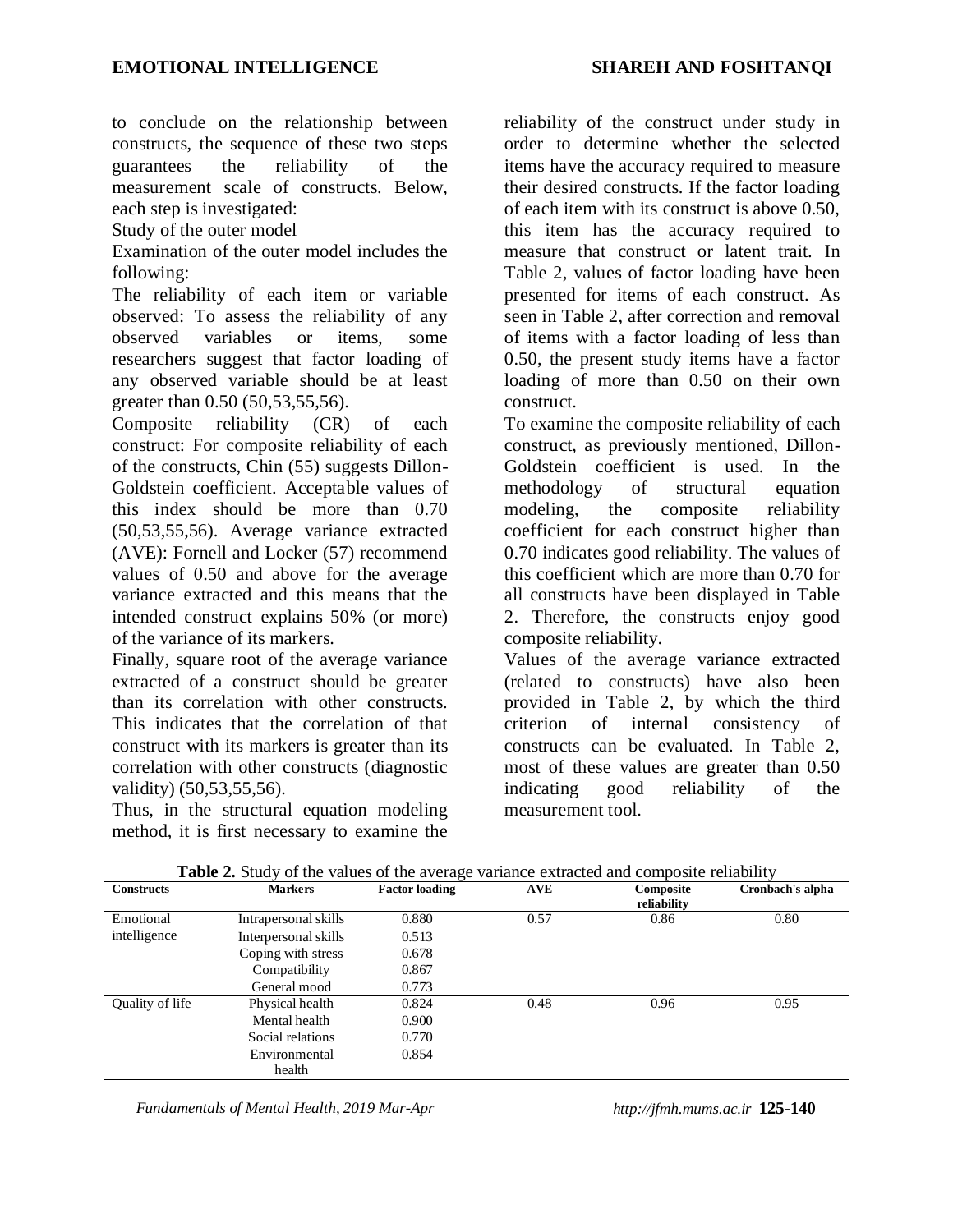to conclude on the relationship between constructs, the sequence of these two steps guarantees the reliability of the measurement scale of constructs. Below, each step is investigated:

Study of the outer model

Examination of the outer model includes the following:

The reliability of each item or variable observed: To assess the reliability of any observed variables or items, some researchers suggest that factor loading of any observed variable should be at least greater than 0.50 (50,53,55,56).

Composite reliability (CR) of each construct: For composite reliability of each of the constructs, Chin (55) suggests Dillon-Goldstein coefficient. Acceptable values of this index should be more than 0.70 (50,53,55,56). Average variance extracted (AVE): Fornell and Locker (57) recommend values of 0.50 and above for the average variance extracted and this means that the intended construct explains 50% (or more) of the variance of its markers.

Finally, square root of the average variance extracted of a construct should be greater than its correlation with other constructs. This indicates that the correlation of that construct with its markers is greater than its correlation with other constructs (diagnostic validity) (50,53,55,56).

Thus, in the structural equation modeling method, it is first necessary to examine the reliability of the construct under study in order to determine whether the selected items have the accuracy required to measure their desired constructs. If the factor loading of each item with its construct is above 0.50, this item has the accuracy required to measure that construct or latent trait. In Table 2, values of factor loading have been presented for items of each construct. As seen in Table 2, after correction and removal of items with a factor loading of less than 0.50, the present study items have a factor loading of more than 0.50 on their own construct.

To examine the composite reliability of each construct, as previously mentioned, Dillon-Goldstein coefficient is used. In the methodology of structural equation modeling, the composite reliability coefficient for each construct higher than 0.70 indicates good reliability. The values of this coefficient which are more than 0.70 for all constructs have been displayed in Table 2. Therefore, the constructs enjoy good composite reliability.

Values of the average variance extracted (related to constructs) have also been provided in Table 2, by which the third criterion of internal consistency of constructs can be evaluated. In Table 2, most of these values are greater than 0.50 indicating good reliability of the measurement tool.

**Table 2.** Study of the values of the average variance extracted and composite reliability

| Constructs | Markers | Factor loading | AVE | Composite reliability | Cronbach's alpha |
|---|---|---|---|---|---|
| Emotional intelligence | Intrapersonal skills | 0.880 | 0.57 | 0.86 | 0.80 |
| | Interpersonal skills | 0.513 | | | |
| | Coping with stress | 0.678 | | | |
| | Compatibility | 0.867 | | | |
| | General mood | 0.773 | | | |
| Quality of life | Physical health | 0.824 | 0.48 | 0.96 | 0.95 |
| | Mental health | 0.900 | | | |
| | Social relations | 0.770 | | | |
| | Environmental health | 0.854 | | | |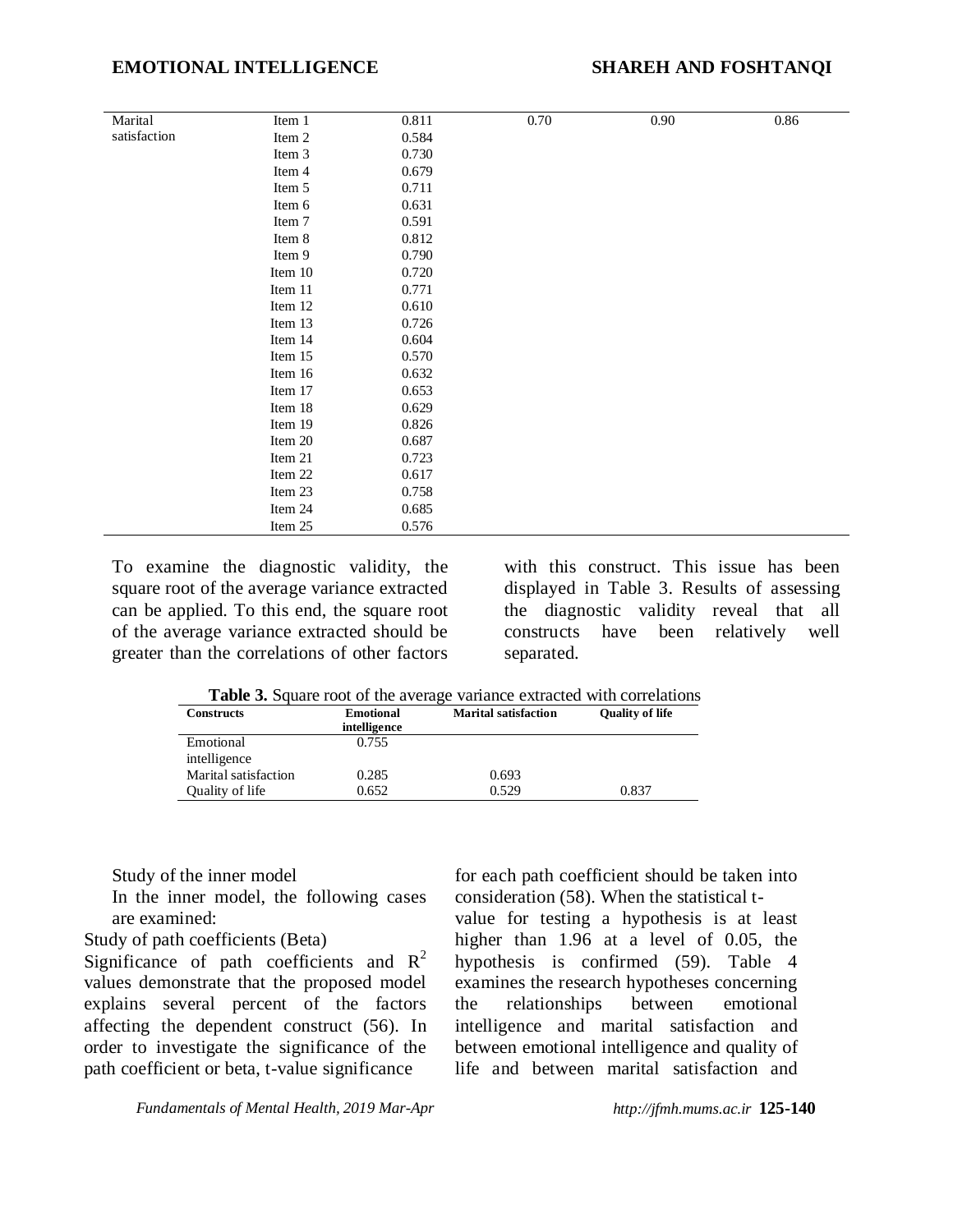| Marital satisfaction | Item 1 | 0.811 | 0.70 | 0.90 | 0.86 |
|---|---|---|---|---|---|
| | Item 2 | 0.584 | | | |
| | Item 3 | 0.730 | | | |
| | Item 4 | 0.679 | | | |
| | Item 5 | 0.711 | | | |
| | Item 6 | 0.631 | | | |
| | Item 7 | 0.591 | | | |
| | Item 8 | 0.812 | | | |
| | Item 9 | 0.790 | | | |
| | Item 10 | 0.720 | | | |
| | Item 11 | 0.771 | | | |
| | Item 12 | 0.610 | | | |
| | Item 13 | 0.726 | | | |
| | Item 14 | 0.604 | | | |
| | Item 15 | 0.570 | | | |
| | Item 16 | 0.632 | | | |
| | Item 17 | 0.653 | | | |
| | Item 18 | 0.629 | | | |
| | Item 19 | 0.826 | | | |
| | Item 20 | 0.687 | | | |
| | Item 21 | 0.723 | | | |
| | Item 22 | 0.617 | | | |
| | Item 23 | 0.758 | | | |
| | Item 24 | 0.685 | | | |
| | Item 25 | 0.576 | | | |

To examine the diagnostic validity, the square root of the average variance extracted can be applied. To this end, the square root of the average variance extracted should be greater than the correlations of other factors with this construct. This issue has been displayed in Table 3. Results of assessing the diagnostic validity reveal that all constructs have been relatively well separated.

**Table 3.** Square root of the average variance extracted with correlations

| Constructs | Emotional intelligence | Marital satisfaction | Quality of life |
|---|---|---|---|
| Emotional intelligence | 0.755 | | |
| Marital satisfaction | 0.285 | 0.693 | |
| Quality of life | 0.652 | 0.529 | 0.837 |

Study of the inner model

In the inner model, the following cases are examined:

Study of path coefficients (Beta)

Significance of path coefficients and $R^2$ values demonstrate that the proposed model explains several percent of the factors affecting the dependent construct (56). In order to investigate the significance of the path coefficient or beta, t-value significance for each path coefficient should be taken into consideration (58). When the statistical t-value for testing a hypothesis is at least higher than 1.96 at a level of 0.05, the hypothesis is confirmed (59). Table 4 examines the research hypotheses concerning the relationships between emotional intelligence and marital satisfaction and between emotional intelligence and quality of life and between marital satisfaction and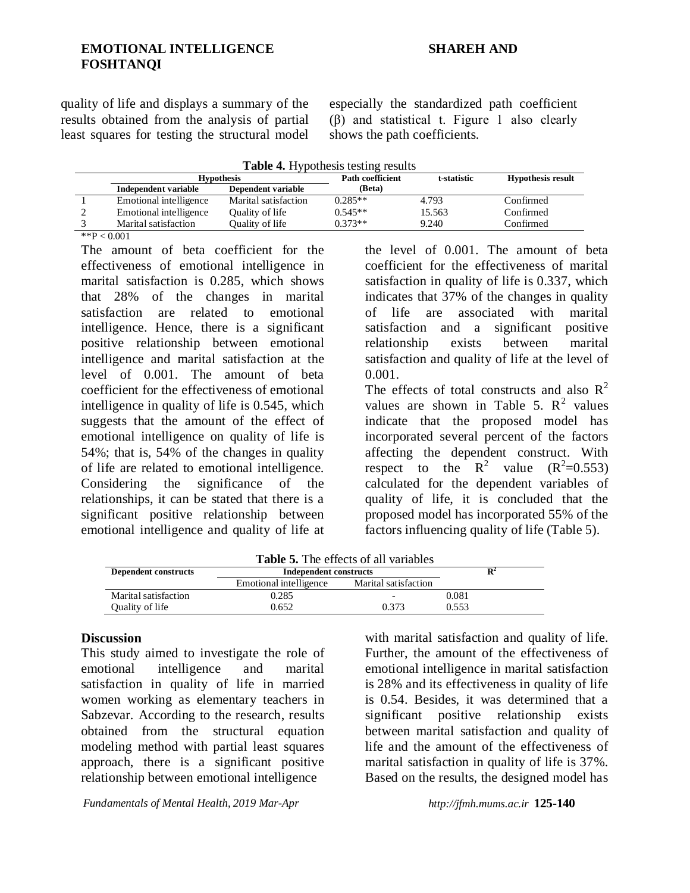quality of life and displays a summary of the results obtained from the analysis of partial least squares for testing the structural model especially the standardized path coefficient (β) and statistical t. Figure 1 also clearly shows the path coefficients.

**Table 4.** Hypothesis testing results

| | Hypothesis | | Path coefficient (Beta) | t-statistic | Hypothesis result |
|---|---|---|---|---|---|
| | Independent variable | Dependent variable | | | |
| 1 | Emotional intelligence | Marital satisfaction | 0.285** | 4.793 | Confirmed |
| 2 | Emotional intelligence | Quality of life | 0.545** | 15.563 | Confirmed |
| 3 | Marital satisfaction | Quality of life | 0.373** | 9.240 | Confirmed |

**$P < 0.001$

The amount of beta coefficient for the effectiveness of emotional intelligence in marital satisfaction is 0.285, which shows that 28% of the changes in marital satisfaction are related to emotional intelligence. Hence, there is a significant positive relationship between emotional intelligence and marital satisfaction at the level of 0.001. The amount of beta coefficient for the effectiveness of emotional intelligence in quality of life is 0.545, which suggests that the amount of the effect of emotional intelligence on quality of life is 54%; that is, 54% of the changes in quality of life are related to emotional intelligence. Considering the significance of the relationships, it can be stated that there is a significant positive relationship between emotional intelligence and quality of life at the level of 0.001. The amount of beta coefficient for the effectiveness of marital satisfaction in quality of life is 0.337, which indicates that 37% of the changes in quality of life are associated with marital satisfaction and a significant positive relationship exists between marital satisfaction and quality of life at the level of 0.001.

The effects of total constructs and also $R^2$ values are shown in Table 5. $R^2$ values indicate that the proposed model has incorporated several percent of the factors affecting the dependent construct. With respect to the $R^2$ value ($R^2$=0.553) calculated for the dependent variables of quality of life, it is concluded that the proposed model has incorporated 55% of the factors influencing quality of life (Table 5).

**Table 5.** The effects of all variables

| Dependent constructs | Independent constructs | | $R^2$ |
|---|---|---|---|
| | Emotional intelligence | Marital satisfaction | |
| Marital satisfaction | 0.285 | - | 0.081 |
| Quality of life | 0.652 | 0.373 | 0.553 |

## Discussion

This study aimed to investigate the role of emotional intelligence and marital satisfaction in quality of life in married women working as elementary teachers in Sabzevar. According to the research, results obtained from the structural equation modeling method with partial least squares approach, there is a significant positive relationship between emotional intelligence with marital satisfaction and quality of life. Further, the amount of the effectiveness of emotional intelligence in marital satisfaction is 28% and its effectiveness in quality of life is 0.54. Besides, it was determined that a significant positive relationship exists between marital satisfaction and quality of life and the amount of the effectiveness of marital satisfaction in quality of life is 37%. Based on the results, the designed model has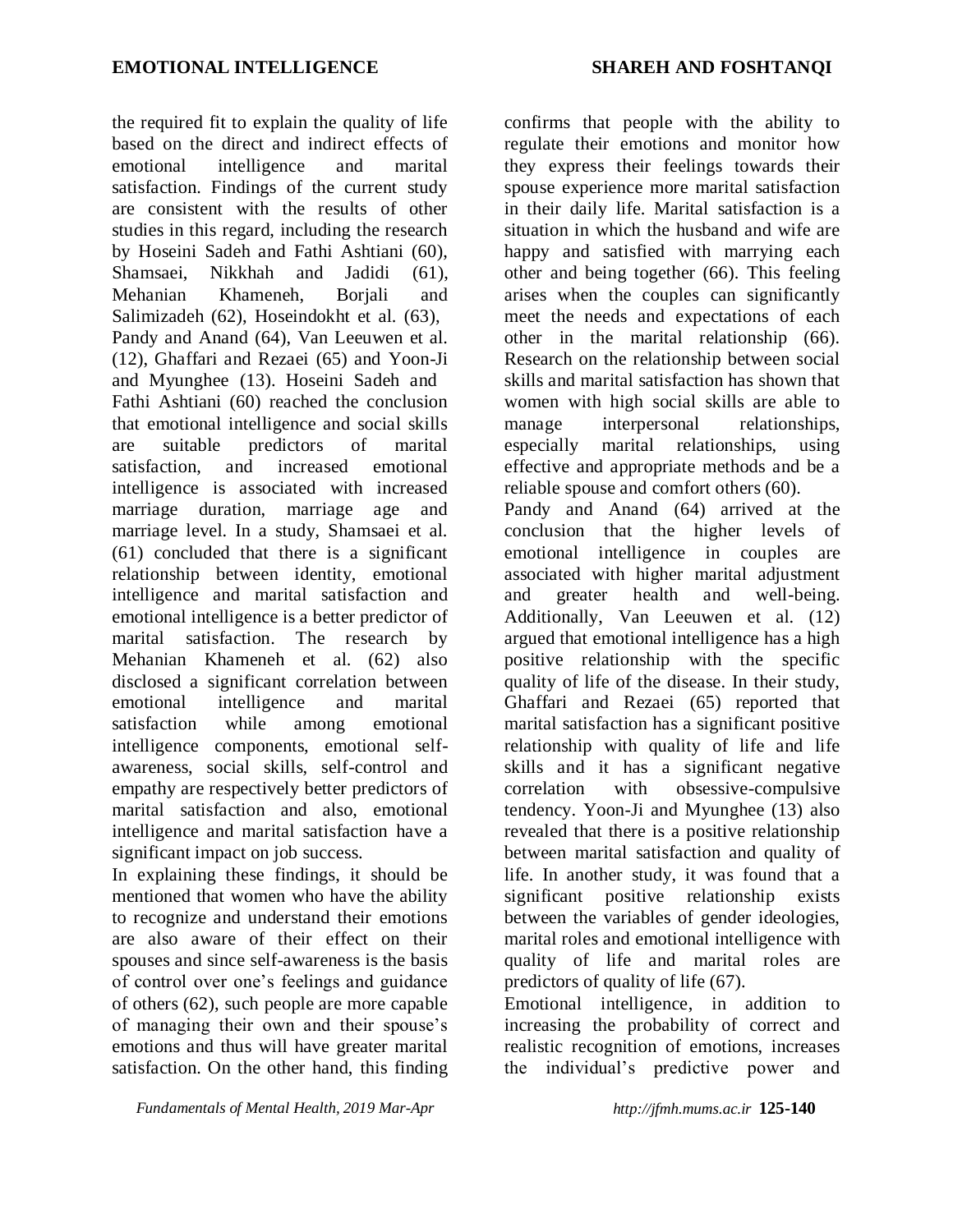the required fit to explain the quality of life based on the direct and indirect effects of emotional intelligence and marital satisfaction. Findings of the current study are consistent with the results of other studies in this regard, including the research by Hoseini Sadeh and Fathi Ashtiani (60), Shamsaei, Nikkhah and Jadidi (61), Mehanian Khameneh, Borjali and Salimizadeh (62), Hoseindokht et al. (63), Pandy and Anand (64), Van Leeuwen et al. (12), Ghaffari and Rezaei (65) and Yoon-Ji and Myunghee (13). Hoseini Sadeh and Fathi Ashtiani (60) reached the conclusion that emotional intelligence and social skills are suitable predictors of marital satisfaction, and increased emotional intelligence is associated with increased marriage duration, marriage age and marriage level. In a study, Shamsaei et al. (61) concluded that there is a significant relationship between identity, emotional intelligence and marital satisfaction and emotional intelligence is a better predictor of marital satisfaction. The research by Mehanian Khameneh et al. (62) also disclosed a significant correlation between emotional intelligence and marital satisfaction while among emotional intelligence components, emotional self-awareness, social skills, self-control and empathy are respectively better predictors of marital satisfaction and also, emotional intelligence and marital satisfaction have a significant impact on job success.

In explaining these findings, it should be mentioned that women who have the ability to recognize and understand their emotions are also aware of their effect on their spouses and since self-awareness is the basis of control over one's feelings and guidance of others (62), such people are more capable of managing their own and their spouse's emotions and thus will have greater marital satisfaction. On the other hand, this finding confirms that people with the ability to regulate their emotions and monitor how they express their feelings towards their spouse experience more marital satisfaction in their daily life. Marital satisfaction is a situation in which the husband and wife are happy and satisfied with marrying each other and being together (66). This feeling arises when the couples can significantly meet the needs and expectations of each other in the marital relationship (66). Research on the relationship between social skills and marital satisfaction has shown that women with high social skills are able to manage interpersonal relationships, especially marital relationships, using effective and appropriate methods and be a reliable spouse and comfort others (60).

Pandy and Anand (64) arrived at the conclusion that the higher levels of emotional intelligence in couples are associated with higher marital adjustment and greater health and well-being. Additionally, Van Leeuwen et al. (12) argued that emotional intelligence has a high positive relationship with the specific quality of life of the disease. In their study, Ghaffari and Rezaei (65) reported that marital satisfaction has a significant positive relationship with quality of life and life skills and it has a significant negative correlation with obsessive-compulsive tendency. Yoon-Ji and Myunghee (13) also revealed that there is a positive relationship between marital satisfaction and quality of life. In another study, it was found that a significant positive relationship exists between the variables of gender ideologies, marital roles and emotional intelligence with quality of life and marital roles are predictors of quality of life (67).

Emotional intelligence, in addition to increasing the probability of correct and realistic recognition of emotions, increases the individual's predictive power and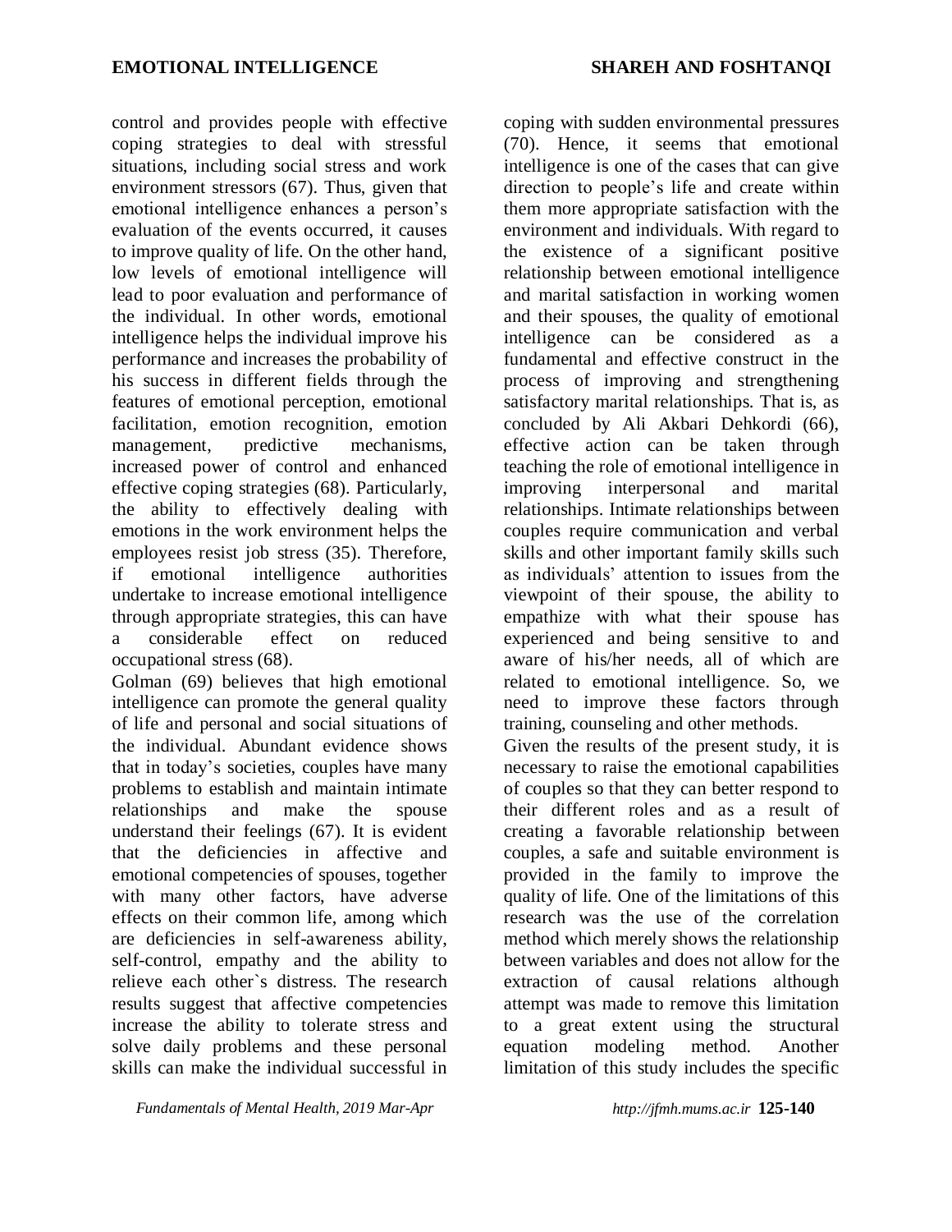control and provides people with effective coping strategies to deal with stressful situations, including social stress and work environment stressors (67). Thus, given that emotional intelligence enhances a person's evaluation of the events occurred, it causes to improve quality of life. On the other hand, low levels of emotional intelligence will lead to poor evaluation and performance of the individual. In other words, emotional intelligence helps the individual improve his performance and increases the probability of his success in different fields through the features of emotional perception, emotional facilitation, emotion recognition, emotion management, predictive mechanisms, increased power of control and enhanced effective coping strategies (68). Particularly, the ability to effectively dealing with emotions in the work environment helps the employees resist job stress (35). Therefore, if emotional intelligence authorities undertake to increase emotional intelligence through appropriate strategies, this can have a considerable effect on reduced occupational stress (68).

Golman (69) believes that high emotional intelligence can promote the general quality of life and personal and social situations of the individual. Abundant evidence shows that in today's societies, couples have many problems to establish and maintain intimate relationships and make the spouse understand their feelings (67). It is evident that the deficiencies in affective and emotional competencies of spouses, together with many other factors, have adverse effects on their common life, among which are deficiencies in self-awareness ability, self-control, empathy and the ability to relieve each other`s distress. The research results suggest that affective competencies increase the ability to tolerate stress and solve daily problems and these personal skills can make the individual successful in coping with sudden environmental pressures (70). Hence, it seems that emotional intelligence is one of the cases that can give direction to people's life and create within them more appropriate satisfaction with the environment and individuals. With regard to the existence of a significant positive relationship between emotional intelligence and marital satisfaction in working women and their spouses, the quality of emotional intelligence can be considered as a fundamental and effective construct in the process of improving and strengthening satisfactory marital relationships. That is, as concluded by Ali Akbari Dehkordi (66), effective action can be taken through teaching the role of emotional intelligence in improving interpersonal and marital relationships. Intimate relationships between couples require communication and verbal skills and other important family skills such as individuals' attention to issues from the viewpoint of their spouse, the ability to empathize with what their spouse has experienced and being sensitive to and aware of his/her needs, all of which are related to emotional intelligence. So, we need to improve these factors through training, counseling and other methods.

Given the results of the present study, it is necessary to raise the emotional capabilities of couples so that they can better respond to their different roles and as a result of creating a favorable relationship between couples, a safe and suitable environment is provided in the family to improve the quality of life. One of the limitations of this research was the use of the correlation method which merely shows the relationship between variables and does not allow for the extraction of causal relations although attempt was made to remove this limitation to a great extent using the structural equation modeling method. Another limitation of this study includes the specific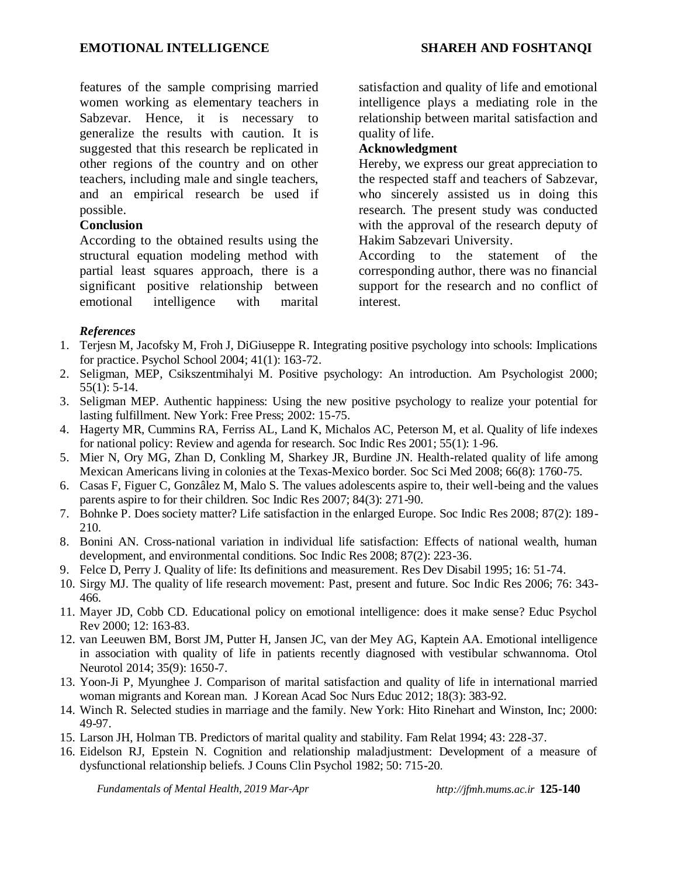features of the sample comprising married women working as elementary teachers in Sabzevar. Hence, it is necessary to generalize the results with caution. It is suggested that this research be replicated in other regions of the country and on other teachers, including male and single teachers, and an empirical research be used if possible.

### Conclusion

According to the obtained results using the structural equation modeling method with partial least squares approach, there is a significant positive relationship between emotional intelligence with marital satisfaction and quality of life and emotional intelligence plays a mediating role in the relationship between marital satisfaction and quality of life.

### Acknowledgment

Hereby, we express our great appreciation to the respected staff and teachers of Sabzevar, who sincerely assisted us in doing this research. The present study was conducted with the approval of the research deputy of Hakim Sabzevari University.

According to the statement of the corresponding author, there was no financial support for the research and no conflict of interest.

### *References*

1. Terjesn M, Jacofsky M, Froh J, DiGiuseppe R. Integrating positive psychology into schools: Implications for practice. Psychol School 2004; 41(1): 163-72.
2. Seligman, MEP, Csikszentmihalyi M. Positive psychology: An introduction. Am Psychologist 2000; 55(1): 5-14.
3. Seligman MEP. Authentic happiness: Using the new positive psychology to realize your potential for lasting fulfillment. New York: Free Press; 2002: 15-75.
4. Hagerty MR, Cummins RA, Ferriss AL, Land K, Michalos AC, Peterson M, et al. Quality of life indexes for national policy: Review and agenda for research. Soc Indic Res 2001; 55(1): 1-96.
5. Mier N, Ory MG, Zhan D, Conkling M, Sharkey JR, Burdine JN. Health-related quality of life among Mexican Americans living in colonies at the Texas-Mexico border. Soc Sci Med 2008; 66(8): 1760-75.
6. Casas F, Figuer C, Gonzâlez M, Malo S. The values adolescents aspire to, their well-being and the values parents aspire to for their children. Soc Indic Res 2007; 84(3): 271-90.
7. Bohnke P. Does society matter? Life satisfaction in the enlarged Europe. Soc Indic Res 2008; 87(2): 189-210.
8. Bonini AN. Cross-national variation in individual life satisfaction: Effects of national wealth, human development, and environmental conditions. Soc Indic Res 2008; 87(2): 223-36.
9. Felce D, Perry J. Quality of life: Its definitions and measurement. Res Dev Disabil 1995; 16: 51-74.
10. Sirgy MJ. The quality of life research movement: Past, present and future. Soc Indic Res 2006; 76: 343-466.
11. Mayer JD, Cobb CD. Educational policy on emotional intelligence: does it make sense? Educ Psychol Rev 2000; 12: 163-83.
12. van Leeuwen BM, Borst JM, Putter H, Jansen JC, van der Mey AG, Kaptein AA. Emotional intelligence in association with quality of life in patients recently diagnosed with vestibular schwannoma. Otol Neurotol 2014; 35(9): 1650-7.
13. Yoon-Ji P, Myunghee J. Comparison of marital satisfaction and quality of life in international married woman migrants and Korean man. J Korean Acad Soc Nurs Educ 2012; 18(3): 383-92.
14. Winch R. Selected studies in marriage and the family. New York: Hito Rinehart and Winston, Inc; 2000: 49-97.
15. Larson JH, Holman TB. Predictors of marital quality and stability. Fam Relat 1994; 43: 228-37.
16. Eidelson RJ, Epstein N. Cognition and relationship maladjustment: Development of a measure of dysfunctional relationship beliefs. J Couns Clin Psychol 1982; 50: 715-20.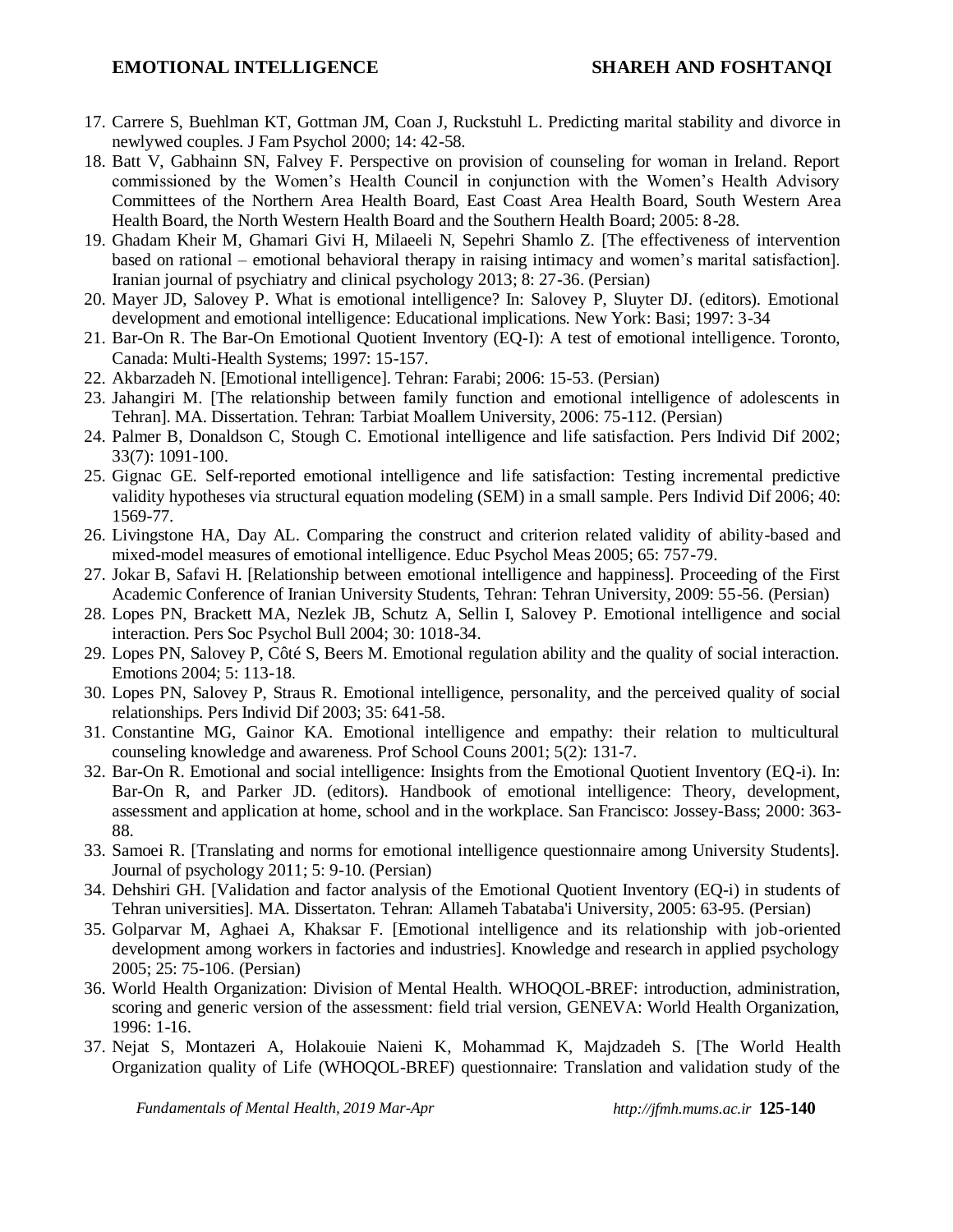17. Carrere S, Buehlman KT, Gottman JM, Coan J, Ruckstuhl L. Predicting marital stability and divorce in newlywed couples. J Fam Psychol 2000; 14: 42-58.
18. Batt V, Gabhainn SN, Falvey F. Perspective on provision of counseling for woman in Ireland. Report commissioned by the Women's Health Council in conjunction with the Women's Health Advisory Committees of the Northern Area Health Board, East Coast Area Health Board, South Western Area Health Board, the North Western Health Board and the Southern Health Board; 2005: 8-28.
19. Ghadam Kheir M, Ghamari Givi H, Milaeeli N, Sepehri Shamlo Z. [The effectiveness of intervention based on rational – emotional behavioral therapy in raising intimacy and women's marital satisfaction]. Iranian journal of psychiatry and clinical psychology 2013; 8: 27-36. (Persian)
20. Mayer JD, Salovey P. What is emotional intelligence? In: Salovey P, Sluyter DJ. (editors). Emotional development and emotional intelligence: Educational implications. New York: Basi; 1997: 3-34
21. Bar-On R. The Bar-On Emotional Quotient Inventory (EQ-I): A test of emotional intelligence. Toronto, Canada: Multi-Health Systems; 1997: 15-157.
22. Akbarzadeh N. [Emotional intelligence]. Tehran: Farabi; 2006: 15-53. (Persian)
23. Jahangiri M. [The relationship between family function and emotional intelligence of adolescents in Tehran]. MA. Dissertation. Tehran: Tarbiat Moallem University, 2006: 75-112. (Persian)
24. Palmer B, Donaldson C, Stough C. Emotional intelligence and life satisfaction. Pers Individ Dif 2002; 33(7): 1091-100.
25. Gignac GE. Self-reported emotional intelligence and life satisfaction: Testing incremental predictive validity hypotheses via structural equation modeling (SEM) in a small sample. Pers Individ Dif 2006; 40: 1569-77.
26. Livingstone HA, Day AL. Comparing the construct and criterion related validity of ability-based and mixed-model measures of emotional intelligence. Educ Psychol Meas 2005; 65: 757-79.
27. Jokar B, Safavi H. [Relationship between emotional intelligence and happiness]. Proceeding of the First Academic Conference of Iranian University Students, Tehran: Tehran University, 2009: 55-56. (Persian)
28. Lopes PN, Brackett MA, Nezlek JB, Schutz A, Sellin I, Salovey P. Emotional intelligence and social interaction. Pers Soc Psychol Bull 2004; 30: 1018-34.
29. Lopes PN, Salovey P, Côté S, Beers M. Emotional regulation ability and the quality of social interaction. Emotions 2004; 5: 113-18.
30. Lopes PN, Salovey P, Straus R. Emotional intelligence, personality, and the perceived quality of social relationships. Pers Individ Dif 2003; 35: 641-58.
31. Constantine MG, Gainor KA. Emotional intelligence and empathy: their relation to multicultural counseling knowledge and awareness. Prof School Couns 2001; 5(2): 131-7.
32. Bar-On R. Emotional and social intelligence: Insights from the Emotional Quotient Inventory (EQ-i). In: Bar-On R, and Parker JD. (editors). Handbook of emotional intelligence: Theory, development, assessment and application at home, school and in the workplace. San Francisco: Jossey-Bass; 2000: 363-88.
33. Samoei R. [Translating and norms for emotional intelligence questionnaire among University Students]. Journal of psychology 2011; 5: 9-10. (Persian)
34. Dehshiri GH. [Validation and factor analysis of the Emotional Quotient Inventory (EQ-i) in students of Tehran universities]. MA. Dissertaton. Tehran: Allameh Tabataba'i University, 2005: 63-95. (Persian)
35. Golparvar M, Aghaei A, Khaksar F. [Emotional intelligence and its relationship with job-oriented development among workers in factories and industries]. Knowledge and research in applied psychology 2005; 25: 75-106. (Persian)
36. World Health Organization: Division of Mental Health. WHOQOL-BREF: introduction, administration, scoring and generic version of the assessment: field trial version, GENEVA: World Health Organization, 1996: 1-16.
37. Nejat S, Montazeri A, Holakouie Naieni K, Mohammad K, Majdzadeh S. [The World Health Organization quality of Life (WHOQOL-BREF) questionnaire: Translation and validation study of the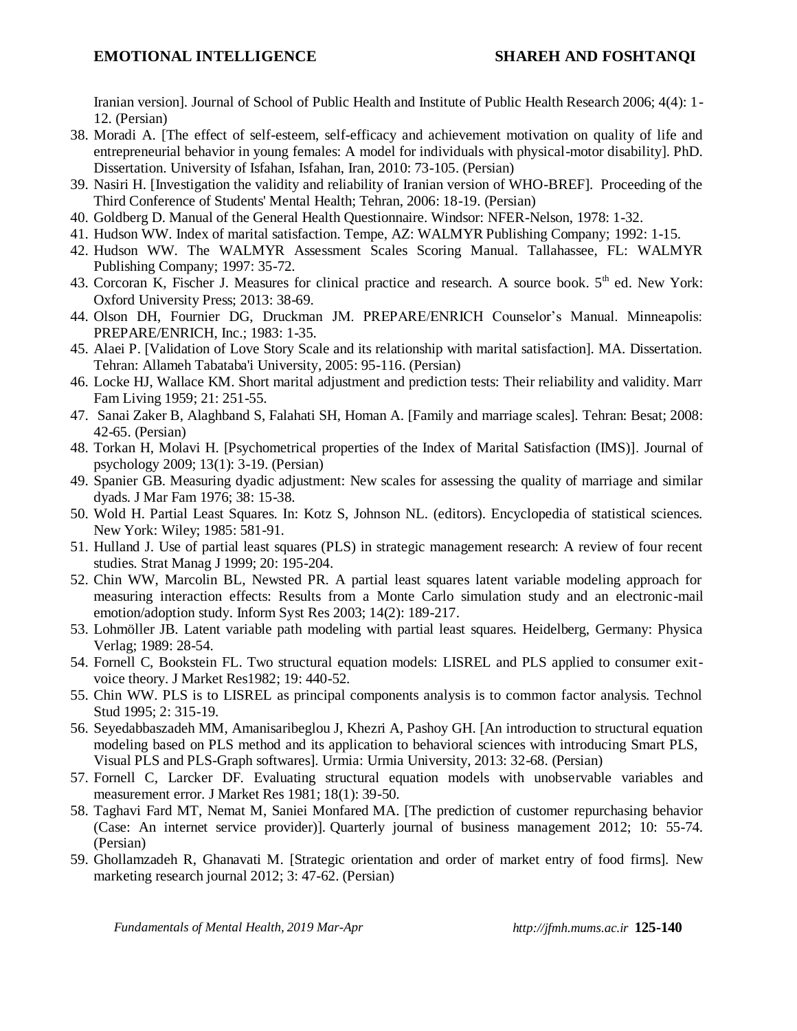Iranian version]. Journal of School of Public Health and Institute of Public Health Research 2006; 4(4): 1-12. (Persian)

38. Moradi A. [The effect of self-esteem, self-efficacy and achievement motivation on quality of life and entrepreneurial behavior in young females: A model for individuals with physical-motor disability]. PhD. Dissertation. University of Isfahan, Isfahan, Iran, 2010: 73-105. (Persian)
39. Nasiri H. [Investigation the validity and reliability of Iranian version of WHO-BREF]. Proceeding of the Third Conference of Students' Mental Health; Tehran, 2006: 18-19. (Persian)
40. Goldberg D. Manual of the General Health Questionnaire. Windsor: NFER-Nelson, 1978: 1-32.
41. Hudson WW. Index of marital satisfaction. Tempe, AZ: WALMYR Publishing Company; 1992: 1-15.
42. Hudson WW. The WALMYR Assessment Scales Scoring Manual. Tallahassee, FL: WALMYR Publishing Company; 1997: 35-72.
43. Corcoran K, Fischer J. Measures for clinical practice and research. A source book. 5th ed. New York: Oxford University Press; 2013: 38-69.
44. Olson DH, Fournier DG, Druckman JM. PREPARE/ENRICH Counselor's Manual. Minneapolis: PREPARE/ENRICH, Inc.; 1983: 1-35.
45. Alaei P. [Validation of Love Story Scale and its relationship with marital satisfaction]. MA. Dissertation. Tehran: Allameh Tabataba'i University, 2005: 95-116. (Persian)
46. Locke HJ, Wallace KM. Short marital adjustment and prediction tests: Their reliability and validity. Marr Fam Living 1959; 21: 251-55.
47. Sanai Zaker B, Alaghband S, Falahati SH, Homan A. [Family and marriage scales]. Tehran: Besat; 2008: 42-65. (Persian)
48. Torkan H, Molavi H. [Psychometrical properties of the Index of Marital Satisfaction (IMS)]. Journal of psychology 2009; 13(1): 3-19. (Persian)
49. Spanier GB. Measuring dyadic adjustment: New scales for assessing the quality of marriage and similar dyads. J Mar Fam 1976; 38: 15-38.
50. Wold H. Partial Least Squares. In: Kotz S, Johnson NL. (editors). Encyclopedia of statistical sciences. New York: Wiley; 1985: 581-91.
51. Hulland J. Use of partial least squares (PLS) in strategic management research: A review of four recent studies. Strat Manag J 1999; 20: 195-204.
52. Chin WW, Marcolin BL, Newsted PR. A partial least squares latent variable modeling approach for measuring interaction effects: Results from a Monte Carlo simulation study and an electronic-mail emotion/adoption study. Inform Syst Res 2003; 14(2): 189-217.
53. Lohmöller JB. Latent variable path modeling with partial least squares. Heidelberg, Germany: Physica Verlag; 1989: 28-54.
54. Fornell C, Bookstein FL. Two structural equation models: LISREL and PLS applied to consumer exit-voice theory. J Market Res1982; 19: 440-52.
55. Chin WW. PLS is to LISREL as principal components analysis is to common factor analysis. Technol Stud 1995; 2: 315-19.
56. Seyedabbaszadeh MM, Amanisaribeglou J, Khezri A, Pashoy GH. [An introduction to structural equation modeling based on PLS method and its application to behavioral sciences with introducing Smart PLS, Visual PLS and PLS-Graph softwares]. Urmia: Urmia University, 2013: 32-68. (Persian)
57. Fornell C, Larcker DF. Evaluating structural equation models with unobservable variables and measurement error. J Market Res 1981; 18(1): 39-50.
58. Taghavi Fard MT, Nemat M, Saniei Monfared MA. [The prediction of customer repurchasing behavior (Case: An internet service provider)]. Quarterly journal of business management 2012; 10: 55-74. (Persian)
59. Ghollamzadeh R, Ghanavati M. [Strategic orientation and order of market entry of food firms]. New marketing research journal 2012; 3: 47-62. (Persian)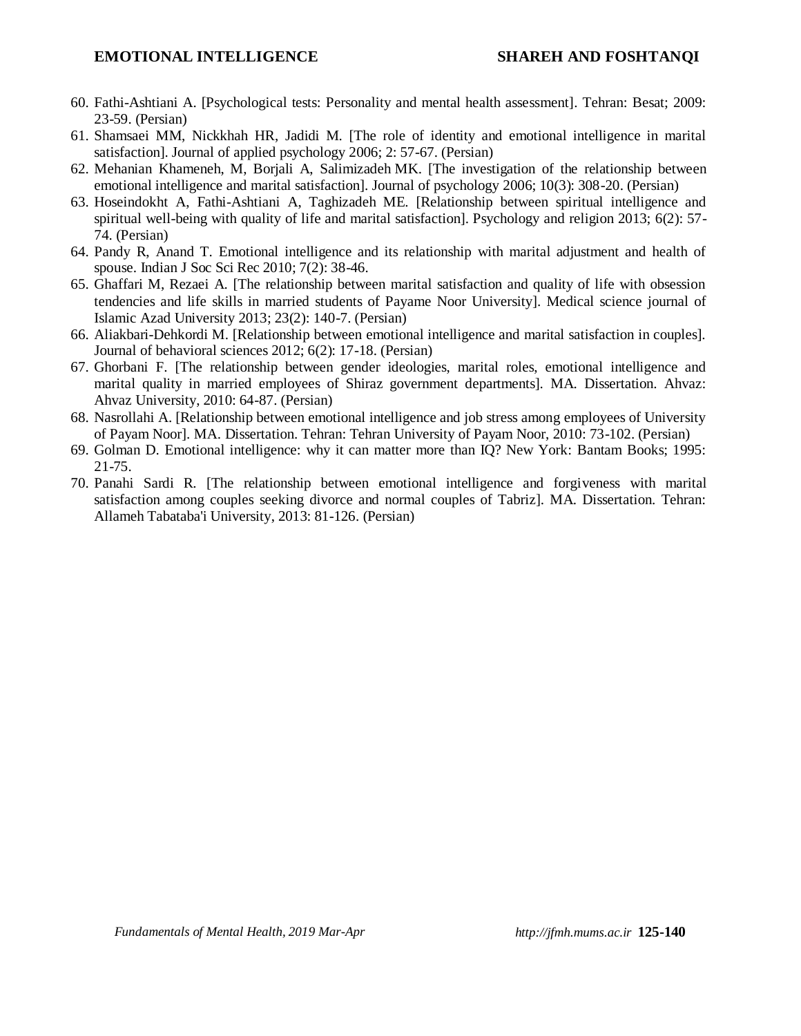60. Fathi-Ashtiani A. [Psychological tests: Personality and mental health assessment]. Tehran: Besat; 2009: 23-59. (Persian)
61. Shamsaei MM, Nickkhah HR, Jadidi M. [The role of identity and emotional intelligence in marital satisfaction]. Journal of applied psychology 2006; 2: 57-67. (Persian)
62. Mehanian Khameneh, M, Borjali A, Salimizadeh MK. [The investigation of the relationship between emotional intelligence and marital satisfaction]. Journal of psychology 2006; 10(3): 308-20. (Persian)
63. Hoseindokht A, Fathi-Ashtiani A, Taghizadeh ME. [Relationship between spiritual intelligence and spiritual well-being with quality of life and marital satisfaction]. Psychology and religion 2013; 6(2): 57-74. (Persian)
64. Pandy R, Anand T. Emotional intelligence and its relationship with marital adjustment and health of spouse. Indian J Soc Sci Rec 2010; 7(2): 38-46.
65. Ghaffari M, Rezaei A. [The relationship between marital satisfaction and quality of life with obsession tendencies and life skills in married students of Payame Noor University]. Medical science journal of Islamic Azad University 2013; 23(2): 140-7. (Persian)
66. Aliakbari-Dehkordi M. [Relationship between emotional intelligence and marital satisfaction in couples]. Journal of behavioral sciences 2012; 6(2): 17-18. (Persian)
67. Ghorbani F. [The relationship between gender ideologies, marital roles, emotional intelligence and marital quality in married employees of Shiraz government departments]. MA. Dissertation. Ahvaz: Ahvaz University, 2010: 64-87. (Persian)
68. Nasrollahi A. [Relationship between emotional intelligence and job stress among employees of University of Payam Noor]. MA. Dissertation. Tehran: Tehran University of Payam Noor, 2010: 73-102. (Persian)
69. Golman D. Emotional intelligence: why it can matter more than IQ? New York: Bantam Books; 1995: 21-75.
70. Panahi Sardi R. [The relationship between emotional intelligence and forgiveness with marital satisfaction among couples seeking divorce and normal couples of Tabriz]. MA. Dissertation. Tehran: Allameh Tabataba'i University, 2013: 81-126. (Persian)